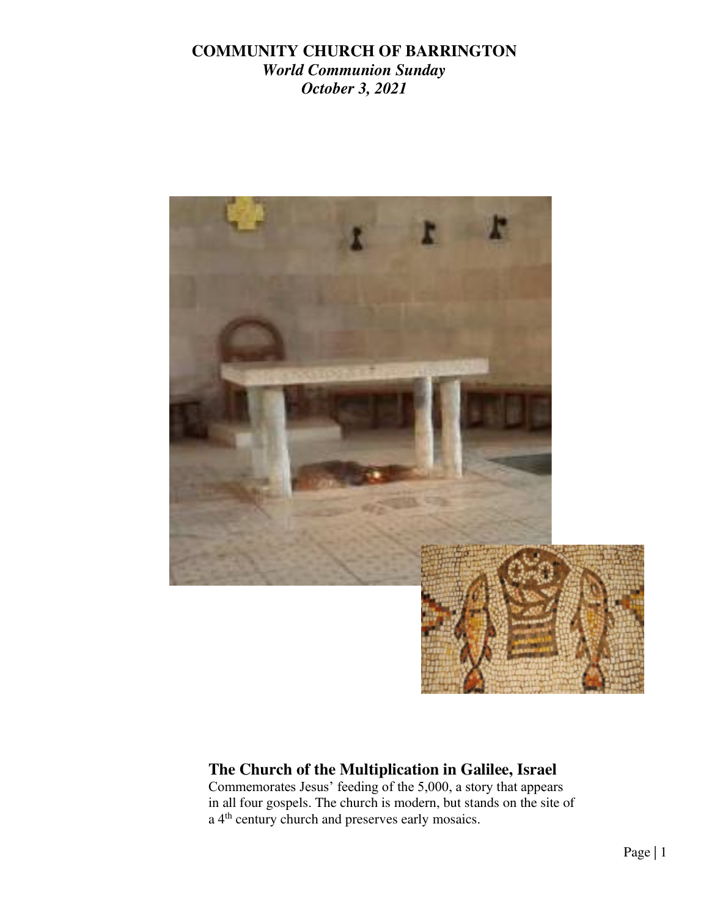**COMMUNITY CHURCH OF BARRINGTON**
***World Communion Sunday***
***October 3, 2021***

**The Church of the Multiplication in Galilee, Israel**
Commemorates Jesus' feeding of the 5,000, a story that appears in all four gospels. The church is modern, but stands on the site of a 4th century church and preserves early mosaics.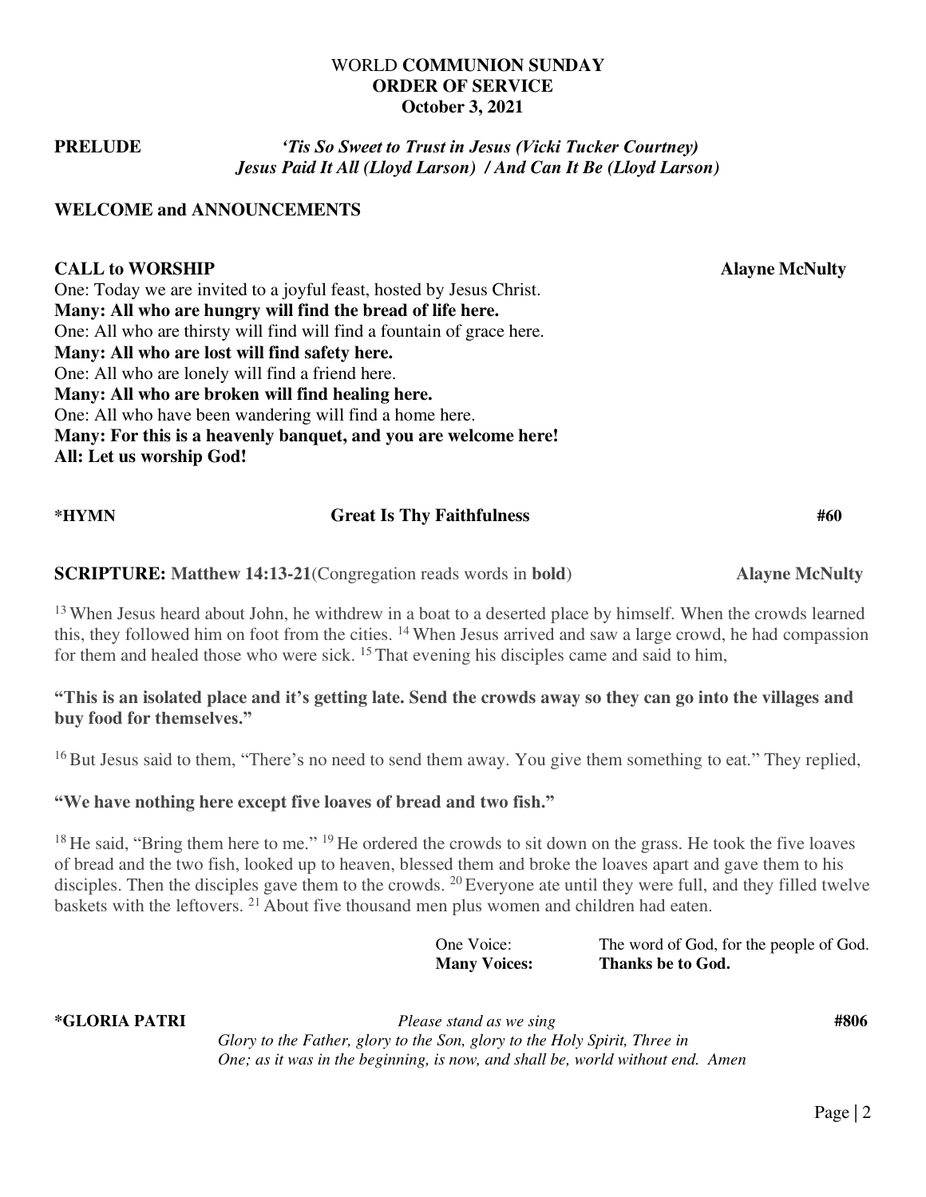# WORLD **COMMUNION SUNDAY**
## ORDER OF SERVICE
### October 3, 2021

**PRELUDE** ***'Tis So Sweet to Trust in Jesus (Vicki Tucker Courtney)***
***Jesus Paid It All (Lloyd Larson) / And Can It Be (Lloyd Larson)***

**WELCOME and ANNOUNCEMENTS**

**CALL to WORSHIP** **Alayne McNulty**

One: Today we are invited to a joyful feast, hosted by Jesus Christ.
**Many: All who are hungry will find the bread of life here.**
One: All who are thirsty will find will find a fountain of grace here.
**Many: All who are lost will find safety here.**
One: All who are lonely will find a friend here.
**Many: All who are broken will find healing here.**
One: All who have been wandering will find a home here.
**Many: For this is a heavenly banquet, and you are welcome here!**
**All: Let us worship God!**

**\*HYMN** **Great Is Thy Faithfulness** **#60**

**SCRIPTURE: Matthew 14:13-21**(Congregation reads words in **bold**) **Alayne McNulty**

[13] When Jesus heard about John, he withdrew in a boat to a deserted place by himself. When the crowds learned this, they followed him on foot from the cities. [14] When Jesus arrived and saw a large crowd, he had compassion for them and healed those who were sick. [15] That evening his disciples came and said to him,

**"This is an isolated place and it's getting late. Send the crowds away so they can go into the villages and buy food for themselves."**

[16] But Jesus said to them, "There's no need to send them away. You give them something to eat." They replied,

**"We have nothing here except five loaves of bread and two fish."**

[18] He said, "Bring them here to me." [19] He ordered the crowds to sit down on the grass. He took the five loaves of bread and the two fish, looked up to heaven, blessed them and broke the loaves apart and gave them to his disciples. Then the disciples gave them to the crowds. [20] Everyone ate until they were full, and they filled twelve baskets with the leftovers. [21] About five thousand men plus women and children had eaten.

One Voice: The word of God, for the people of God.
**Many Voices: Thanks be to God.**

**\*GLORIA PATRI** *Please stand as we sing* **#806**

*Glory to the Father, glory to the Son, glory to the Holy Spirit, Three in One; as it was in the beginning, is now, and shall be, world without end. Amen*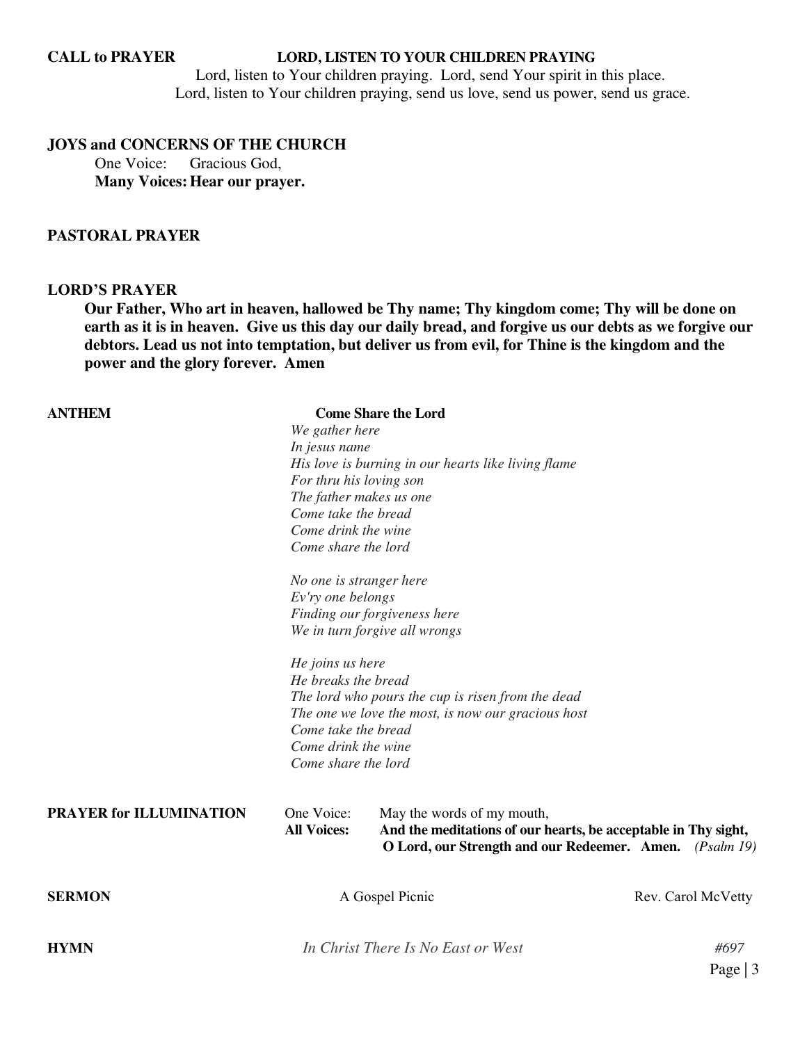**CALL to PRAYER** **LORD, LISTEN TO YOUR CHILDREN PRAYING**

Lord, listen to Your children praying. Lord, send Your spirit in this place.
Lord, listen to Your children praying, send us love, send us power, send us grace.

**JOYS and CONCERNS OF THE CHURCH**

One Voice: Gracious God,
**Many Voices: Hear our prayer.**

**PASTORAL PRAYER**

**LORD'S PRAYER**

**Our Father, Who art in heaven, hallowed be Thy name; Thy kingdom come; Thy will be done on earth as it is in heaven. Give us this day our daily bread, and forgive us our debts as we forgive our debtors. Lead us not into temptation, but deliver us from evil, for Thine is the kingdom and the power and the glory forever. Amen**

**ANTHEM** **Come Share the Lord**

*We gather here*
*In jesus name*
*His love is burning in our hearts like living flame*
*For thru his loving son*
*The father makes us one*
*Come take the bread*
*Come drink the wine*
*Come share the lord*

*No one is stranger here*
*Ev'ry one belongs*
*Finding our forgiveness here*
*We in turn forgive all wrongs*

*He joins us here*
*He breaks the bread*
*The lord who pours the cup is risen from the dead*
*The one we love the most, is now our gracious host*
*Come take the bread*
*Come drink the wine*
*Come share the lord*

**PRAYER for ILLUMINATION** One Voice: May the words of my mouth,
**All Voices: And the meditations of our hearts, be acceptable in Thy sight, O Lord, our Strength and our Redeemer. Amen.** *(Psalm 19)*

**SERMON** A Gospel Picnic Rev. Carol McVetty

**HYMN** *In Christ There Is No East or West* *#697*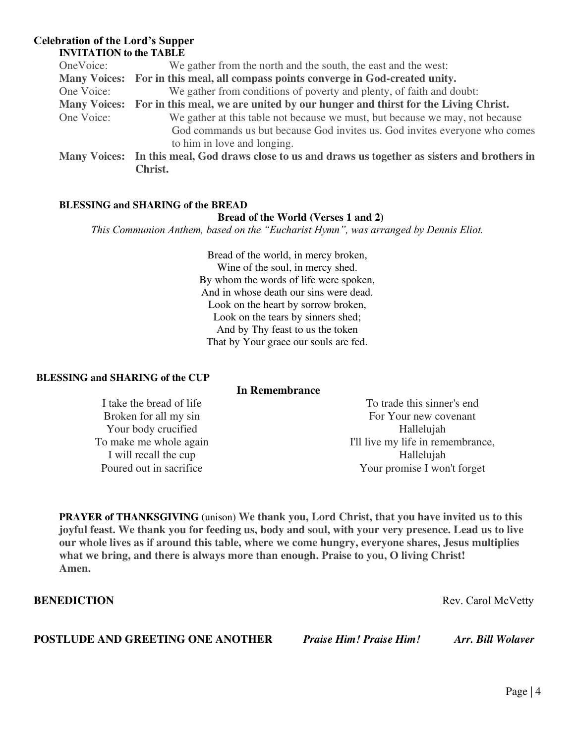## Celebration of the Lord's Supper

### INVITATION to the TABLE

OneVoice: We gather from the north and the south, the east and the west:

**Many Voices: For in this meal, all compass points converge in God-created unity.**

One Voice: We gather from conditions of poverty and plenty, of faith and doubt:

**Many Voices: For in this meal, we are united by our hunger and thirst for the Living Christ.**

One Voice: We gather at this table not because we must, but because we may, not because God commands us but because God invites us. God invites everyone who comes to him in love and longing.

**Many Voices: In this meal, God draws close to us and draws us together as sisters and brothers in Christ.**

### BLESSING and SHARING of the BREAD

**Bread of the World (Verses 1 and 2)**

*This Communion Anthem, based on the "Eucharist Hymn", was arranged by Dennis Eliot.*

Bread of the world, in mercy broken,
Wine of the soul, in mercy shed.
By whom the words of life were spoken,
And in whose death our sins were dead.
Look on the heart by sorrow broken,
Look on the tears by sinners shed;
And by Thy feast to us the token
That by Your grace our souls are fed.

### BLESSING and SHARING of the CUP

**In Remembrance**

I take the bread of life
Broken for all my sin
Your body crucified
To make me whole again
I will recall the cup
Poured out in sacrifice

To trade this sinner's end
For Your new covenant
Hallelujah
I'll live my life in remembrance,
Hallelujah
Your promise I won't forget

**PRAYER of THANKSGIVING** (unison) **We thank you, Lord Christ, that you have invited us to this joyful feast. We thank you for feeding us, body and soul, with your very presence. Lead us to live our whole lives as if around this table, where we come hungry, everyone shares, Jesus multiplies what we bring, and there is always more than enough. Praise to you, O living Christ! Amen.**

**BENEDICTION** Rev. Carol McVetty

**POSTLUDE AND GREETING ONE ANOTHER** ***Praise Him! Praise Him!*** ***Arr. Bill Wolaver***